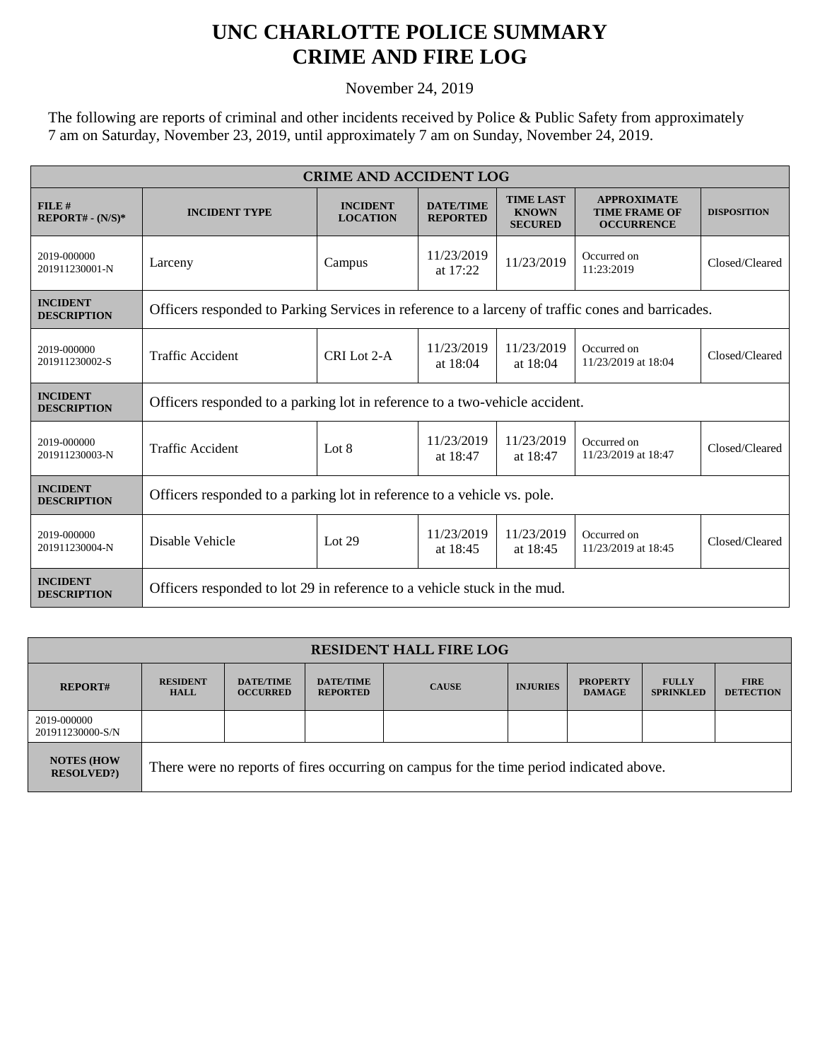# UNC CHARLOTTE POLICE SUMMARY
# CRIME AND FIRE LOG

November 24, 2019

The following are reports of criminal and other incidents received by Police & Public Safety from approximately 7 am on Saturday, November 23, 2019, until approximately 7 am on Sunday, November 24, 2019.

| CRIME AND ACCIDENT LOG | | | | | | |
|---|---|---|---|---|---|---|
| **FILE # REPORT# - (N/S)*** | **INCIDENT TYPE** | **INCIDENT LOCATION** | **DATE/TIME REPORTED** | **TIME LAST KNOWN SECURED** | **APPROXIMATE TIME FRAME OF OCCURRENCE** | **DISPOSITION** |
| 2019-000000 201911230001-N | Larceny | Campus | 11/23/2019 at 17:22 | 11/23/2019 | Occurred on 11:23:2019 | Closed/Cleared |
| **INCIDENT DESCRIPTION** | Officers responded to Parking Services in reference to a larceny of traffic cones and barricades. | | | | | |
| 2019-000000 201911230002-S | Traffic Accident | CRI Lot 2-A | 11/23/2019 at 18:04 | 11/23/2019 at 18:04 | Occurred on 11/23/2019 at 18:04 | Closed/Cleared |
| **INCIDENT DESCRIPTION** | Officers responded to a parking lot in reference to a two-vehicle accident. | | | | | |
| 2019-000000 201911230003-N | Traffic Accident | Lot 8 | 11/23/2019 at 18:47 | 11/23/2019 at 18:47 | Occurred on 11/23/2019 at 18:47 | Closed/Cleared |
| **INCIDENT DESCRIPTION** | Officers responded to a parking lot in reference to a vehicle vs. pole. | | | | | |
| 2019-000000 201911230004-N | Disable Vehicle | Lot 29 | 11/23/2019 at 18:45 | 11/23/2019 at 18:45 | Occurred on 11/23/2019 at 18:45 | Closed/Cleared |
| **INCIDENT DESCRIPTION** | Officers responded to lot 29 in reference to a vehicle stuck in the mud. | | | | | |

| RESIDENT HALL FIRE LOG | | | | | | | | |
|---|---|---|---|---|---|---|---|---|
| **REPORT#** | **RESIDENT HALL** | **DATE/TIME OCCURRED** | **DATE/TIME REPORTED** | **CAUSE** | **INJURIES** | **PROPERTY DAMAGE** | **FULLY SPRINKLED** | **FIRE DETECTION** |
| 2019-000000 201911230000-S/N | | | | | | | | |
| **NOTES (HOW RESOLVED?)** | There were no reports of fires occurring on campus for the time period indicated above. | | | | | | | |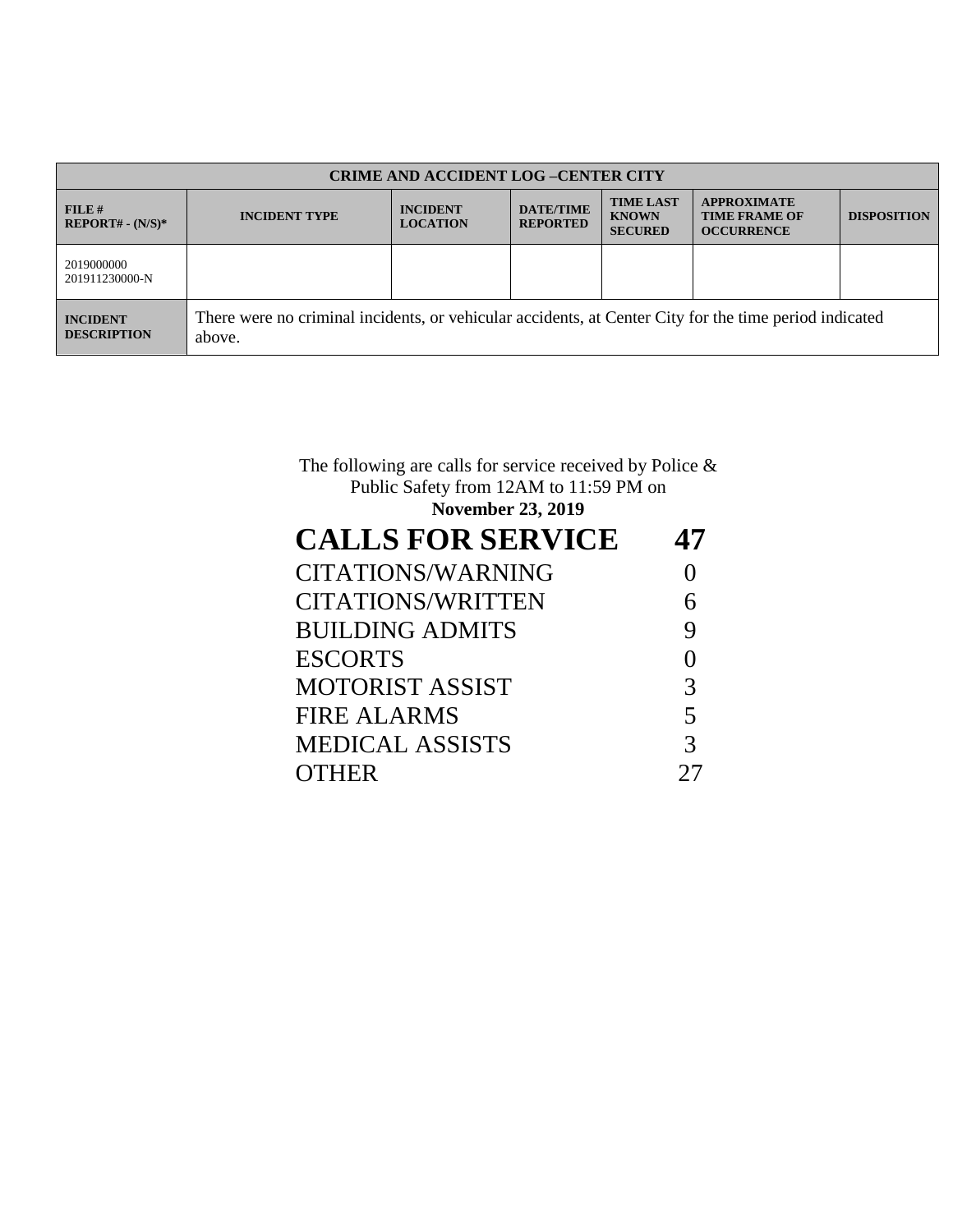| CRIME AND ACCIDENT LOG –CENTER CITY | | | | | | |
|---|---|---|---|---|---|---|
| **FILE # REPORT# - (N/S)*** | **INCIDENT TYPE** | **INCIDENT LOCATION** | **DATE/TIME REPORTED** | **TIME LAST KNOWN SECURED** | **APPROXIMATE TIME FRAME OF OCCURRENCE** | **DISPOSITION** |
| 2019000000 201911230000-N | | | | | | |
| **INCIDENT DESCRIPTION** | There were no criminal incidents, or vehicular accidents, at Center City for the time period indicated above. | | | | | |

The following are calls for service received by Police & Public Safety from 12AM to 11:59 PM on

**November 23, 2019**

| | |
|---|---|
| **CALLS FOR SERVICE** | **47** |
| CITATIONS/WARNING | 0 |
| CITATIONS/WRITTEN | 6 |
| BUILDING ADMITS | 9 |
| ESCORTS | 0 |
| MOTORIST ASSIST | 3 |
| FIRE ALARMS | 5 |
| MEDICAL ASSISTS | 3 |
| OTHER | 27 |